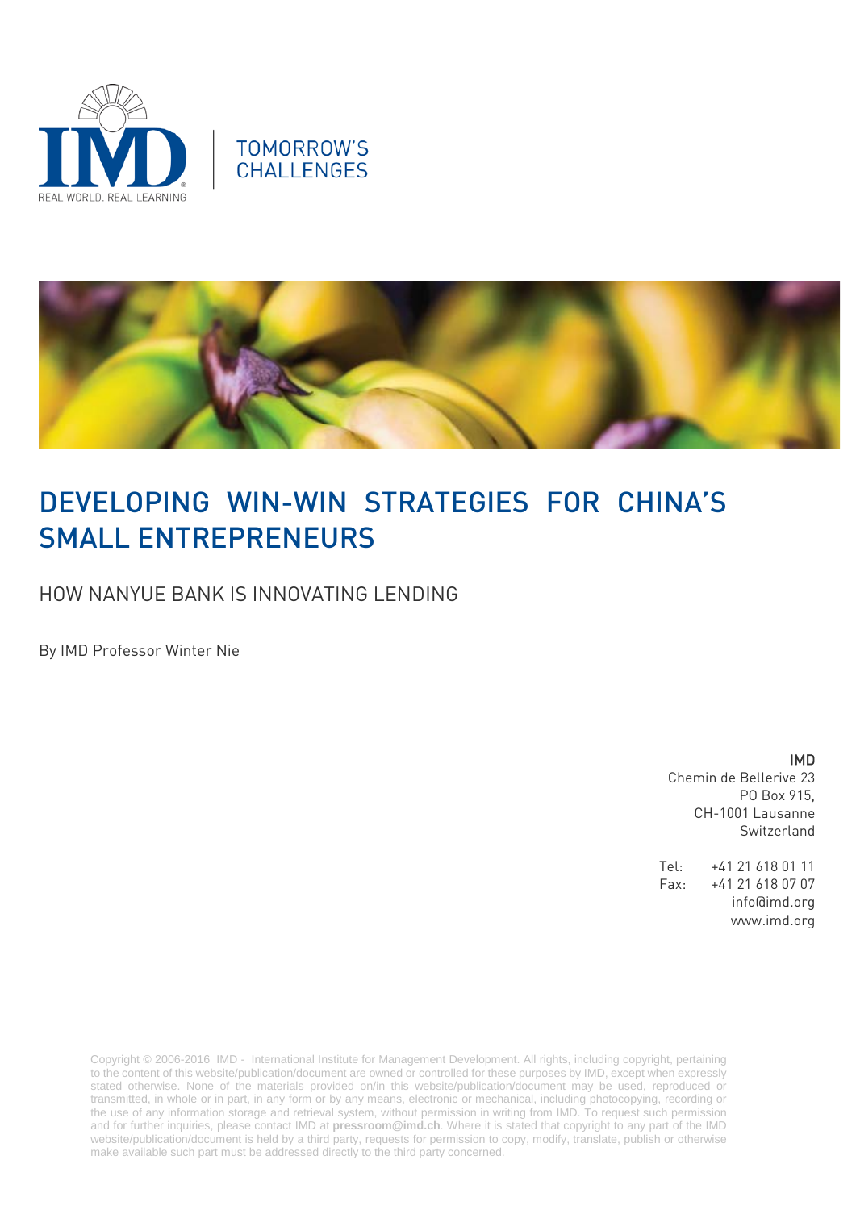TOMORROW'S CHALLENGES

# DEVELOPING WIN-WIN STRATEGIES FOR CHINA'S SMALL ENTREPRENEURS

## HOW NANYUE BANK IS INNOVATING LENDING

By IMD Professor Winter Nie

**IMD**
Chemin de Bellerive 23
PO Box 915,
CH-1001 Lausanne
Switzerland

Tel: +41 21 618 01 11
Fax: +41 21 618 07 07
info@imd.org
www.imd.org

Copyright © 2006-2016 IMD - International Institute for Management Development. All rights, including copyright, pertaining to the content of this website/publication/document are owned or controlled for these purposes by IMD, except when expressly stated otherwise. None of the materials provided on/in this website/publication/document may be used, reproduced or transmitted, in whole or in part, in any form or by any means, electronic or mechanical, including photocopying, recording or the use of any information storage and retrieval system, without permission in writing from IMD. To request such permission and for further inquiries, please contact IMD at **pressroom@imd.ch**. Where it is stated that copyright to any part of the IMD website/publication/document is held by a third party, requests for permission to copy, modify, translate, publish or otherwise make available such part must be addressed directly to the third party concerned.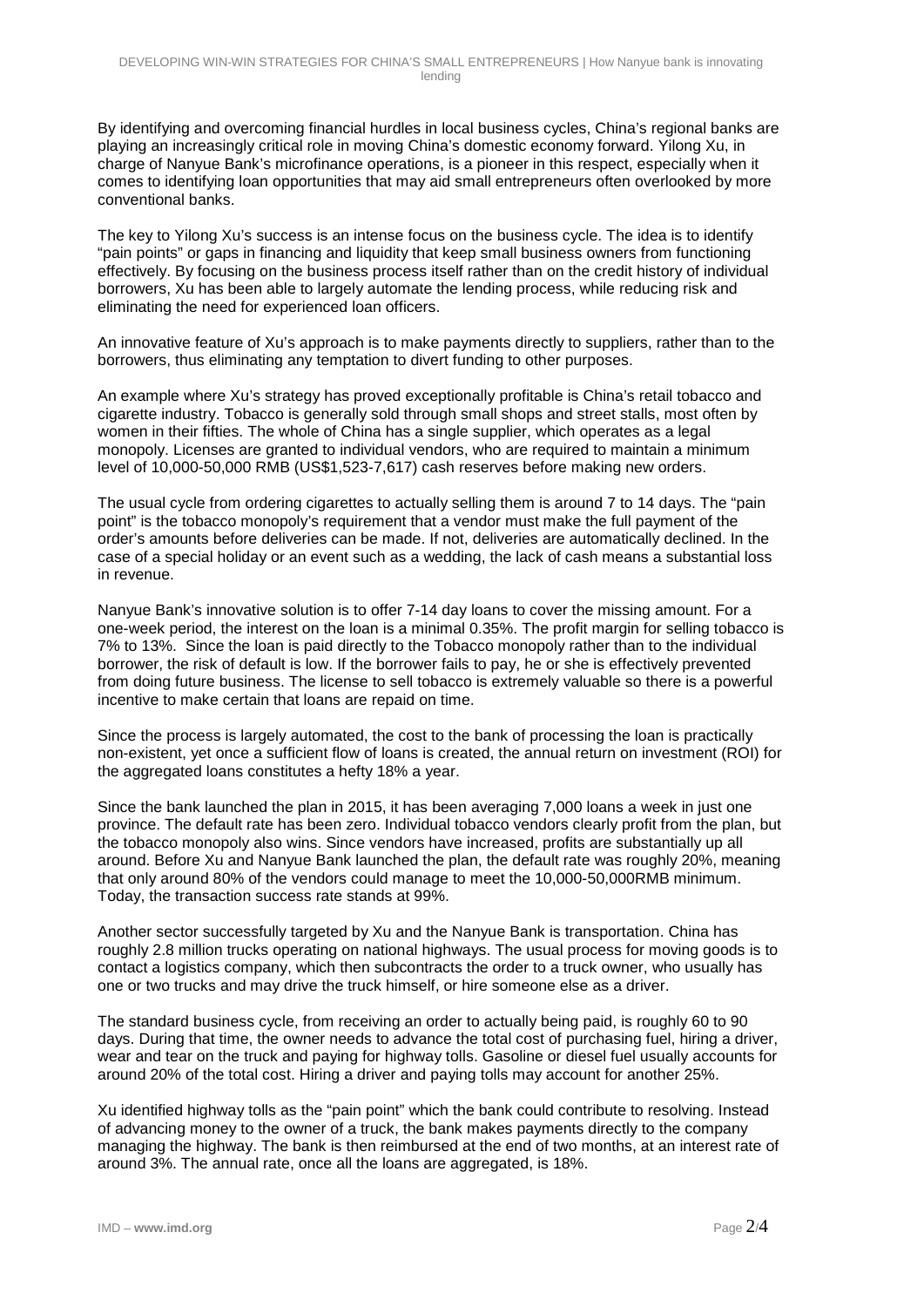By identifying and overcoming financial hurdles in local business cycles, China's regional banks are playing an increasingly critical role in moving China's domestic economy forward. Yilong Xu, in charge of Nanyue Bank's microfinance operations, is a pioneer in this respect, especially when it comes to identifying loan opportunities that may aid small entrepreneurs often overlooked by more conventional banks.

The key to Yilong Xu's success is an intense focus on the business cycle. The idea is to identify "pain points" or gaps in financing and liquidity that keep small business owners from functioning effectively. By focusing on the business process itself rather than on the credit history of individual borrowers, Xu has been able to largely automate the lending process, while reducing risk and eliminating the need for experienced loan officers.

An innovative feature of Xu's approach is to make payments directly to suppliers, rather than to the borrowers, thus eliminating any temptation to divert funding to other purposes.

An example where Xu's strategy has proved exceptionally profitable is China's retail tobacco and cigarette industry. Tobacco is generally sold through small shops and street stalls, most often by women in their fifties. The whole of China has a single supplier, which operates as a legal monopoly. Licenses are granted to individual vendors, who are required to maintain a minimum level of 10,000-50,000 RMB (US$1,523-7,617) cash reserves before making new orders.

The usual cycle from ordering cigarettes to actually selling them is around 7 to 14 days. The "pain point" is the tobacco monopoly's requirement that a vendor must make the full payment of the order's amounts before deliveries can be made. If not, deliveries are automatically declined. In the case of a special holiday or an event such as a wedding, the lack of cash means a substantial loss in revenue.

Nanyue Bank's innovative solution is to offer 7-14 day loans to cover the missing amount. For a one-week period, the interest on the loan is a minimal 0.35%. The profit margin for selling tobacco is 7% to 13%. Since the loan is paid directly to the Tobacco monopoly rather than to the individual borrower, the risk of default is low. If the borrower fails to pay, he or she is effectively prevented from doing future business. The license to sell tobacco is extremely valuable so there is a powerful incentive to make certain that loans are repaid on time.

Since the process is largely automated, the cost to the bank of processing the loan is practically non-existent, yet once a sufficient flow of loans is created, the annual return on investment (ROI) for the aggregated loans constitutes a hefty 18% a year.

Since the bank launched the plan in 2015, it has been averaging 7,000 loans a week in just one province. The default rate has been zero. Individual tobacco vendors clearly profit from the plan, but the tobacco monopoly also wins. Since vendors have increased, profits are substantially up all around. Before Xu and Nanyue Bank launched the plan, the default rate was roughly 20%, meaning that only around 80% of the vendors could manage to meet the 10,000-50,000RMB minimum. Today, the transaction success rate stands at 99%.

Another sector successfully targeted by Xu and the Nanyue Bank is transportation. China has roughly 2.8 million trucks operating on national highways. The usual process for moving goods is to contact a logistics company, which then subcontracts the order to a truck owner, who usually has one or two trucks and may drive the truck himself, or hire someone else as a driver.

The standard business cycle, from receiving an order to actually being paid, is roughly 60 to 90 days. During that time, the owner needs to advance the total cost of purchasing fuel, hiring a driver, wear and tear on the truck and paying for highway tolls. Gasoline or diesel fuel usually accounts for around 20% of the total cost. Hiring a driver and paying tolls may account for another 25%.

Xu identified highway tolls as the "pain point" which the bank could contribute to resolving. Instead of advancing money to the owner of a truck, the bank makes payments directly to the company managing the highway. The bank is then reimbursed at the end of two months, at an interest rate of around 3%. The annual rate, once all the loans are aggregated, is 18%.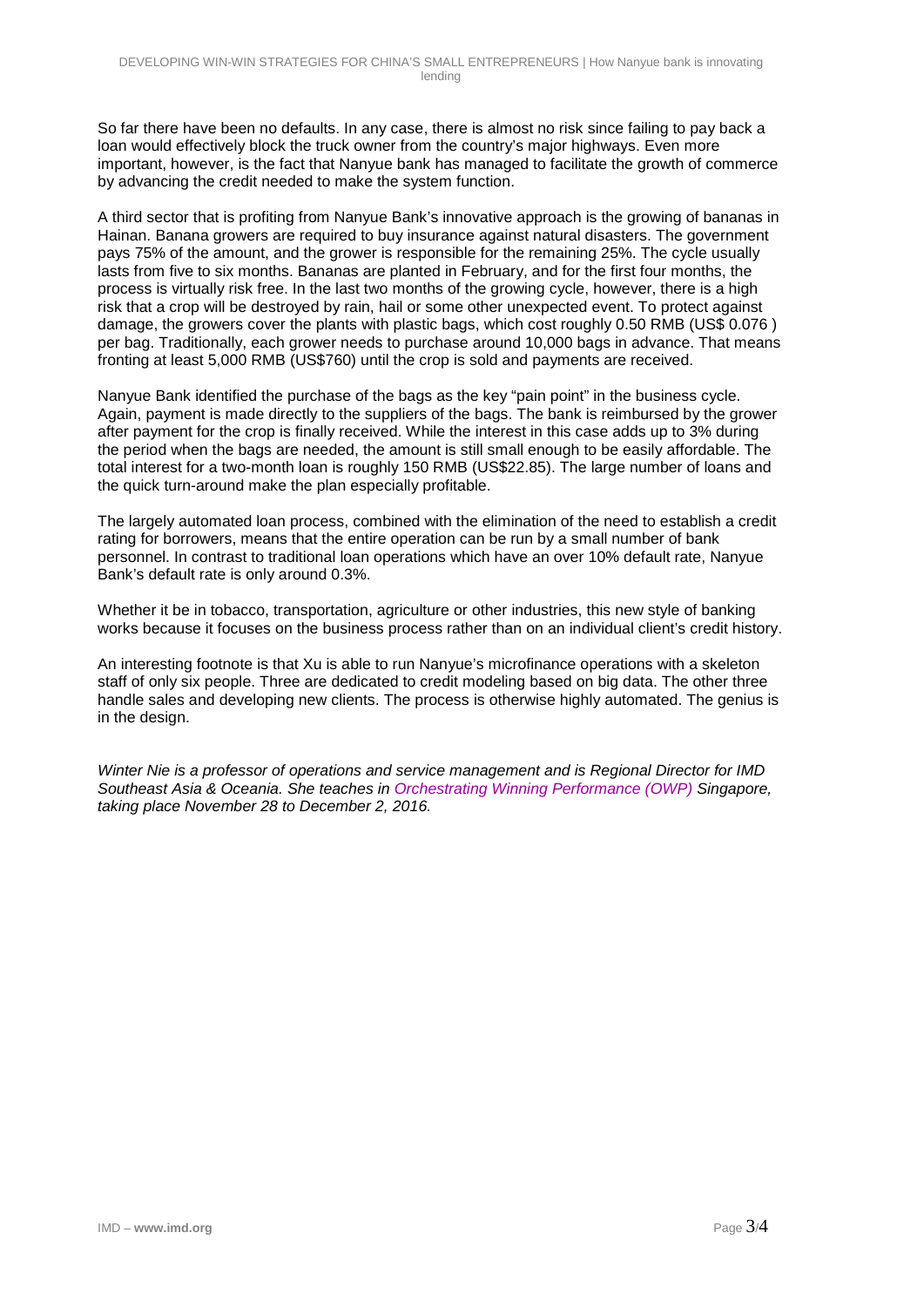So far there have been no defaults. In any case, there is almost no risk since failing to pay back a loan would effectively block the truck owner from the country's major highways. Even more important, however, is the fact that Nanyue bank has managed to facilitate the growth of commerce by advancing the credit needed to make the system function.

A third sector that is profiting from Nanyue Bank's innovative approach is the growing of bananas in Hainan. Banana growers are required to buy insurance against natural disasters. The government pays 75% of the amount, and the grower is responsible for the remaining 25%. The cycle usually lasts from five to six months. Bananas are planted in February, and for the first four months, the process is virtually risk free. In the last two months of the growing cycle, however, there is a high risk that a crop will be destroyed by rain, hail or some other unexpected event. To protect against damage, the growers cover the plants with plastic bags, which cost roughly 0.50 RMB (US$ 0.076 ) per bag. Traditionally, each grower needs to purchase around 10,000 bags in advance. That means fronting at least 5,000 RMB (US$760) until the crop is sold and payments are received.

Nanyue Bank identified the purchase of the bags as the key "pain point" in the business cycle. Again, payment is made directly to the suppliers of the bags. The bank is reimbursed by the grower after payment for the crop is finally received. While the interest in this case adds up to 3% during the period when the bags are needed, the amount is still small enough to be easily affordable. The total interest for a two-month loan is roughly 150 RMB (US$22.85). The large number of loans and the quick turn-around make the plan especially profitable.

The largely automated loan process, combined with the elimination of the need to establish a credit rating for borrowers, means that the entire operation can be run by a small number of bank personnel. In contrast to traditional loan operations which have an over 10% default rate, Nanyue Bank's default rate is only around 0.3%.

Whether it be in tobacco, transportation, agriculture or other industries, this new style of banking works because it focuses on the business process rather than on an individual client's credit history.

An interesting footnote is that Xu is able to run Nanyue's microfinance operations with a skeleton staff of only six people. Three are dedicated to credit modeling based on big data. The other three handle sales and developing new clients. The process is otherwise highly automated. The genius is in the design.

*Winter Nie is a professor of operations and service management and is Regional Director for IMD Southeast Asia & Oceania. She teaches in Orchestrating Winning Performance (OWP) Singapore, taking place November 28 to December 2, 2016.*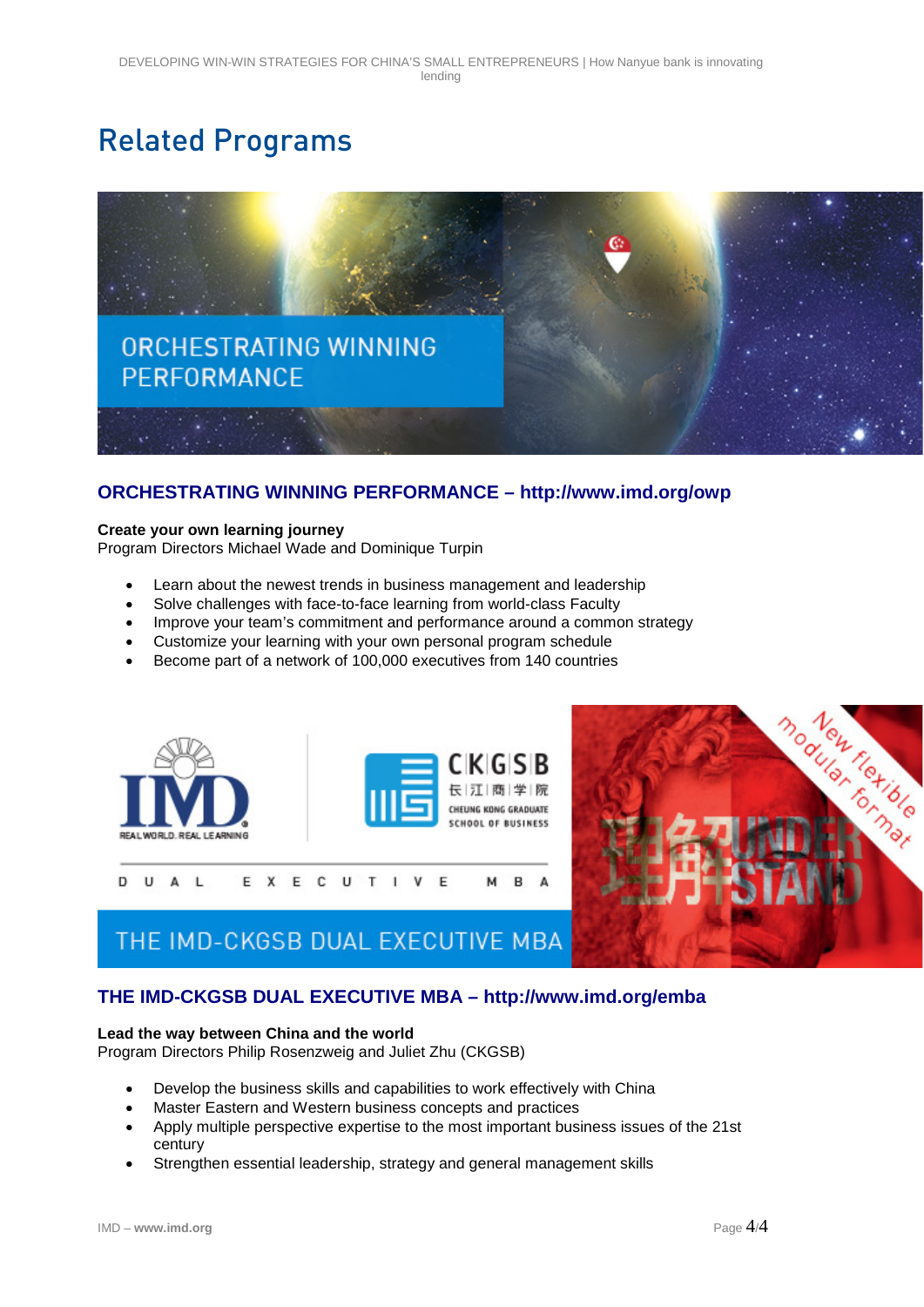# Related Programs

## ORCHESTRATING WINNING PERFORMANCE – http://www.imd.org/owp

**Create your own learning journey**
Program Directors Michael Wade and Dominique Turpin

- Learn about the newest trends in business management and leadership
- Solve challenges with face-to-face learning from world-class Faculty
- Improve your team's commitment and performance around a common strategy
- Customize your learning with your own personal program schedule
- Become part of a network of 100,000 executives from 140 countries

## THE IMD-CKGSB DUAL EXECUTIVE MBA – http://www.imd.org/emba

**Lead the way between China and the world**
Program Directors Philip Rosenzweig and Juliet Zhu (CKGSB)

- Develop the business skills and capabilities to work effectively with China
- Master Eastern and Western business concepts and practices
- Apply multiple perspective expertise to the most important business issues of the 21st century
- Strengthen essential leadership, strategy and general management skills